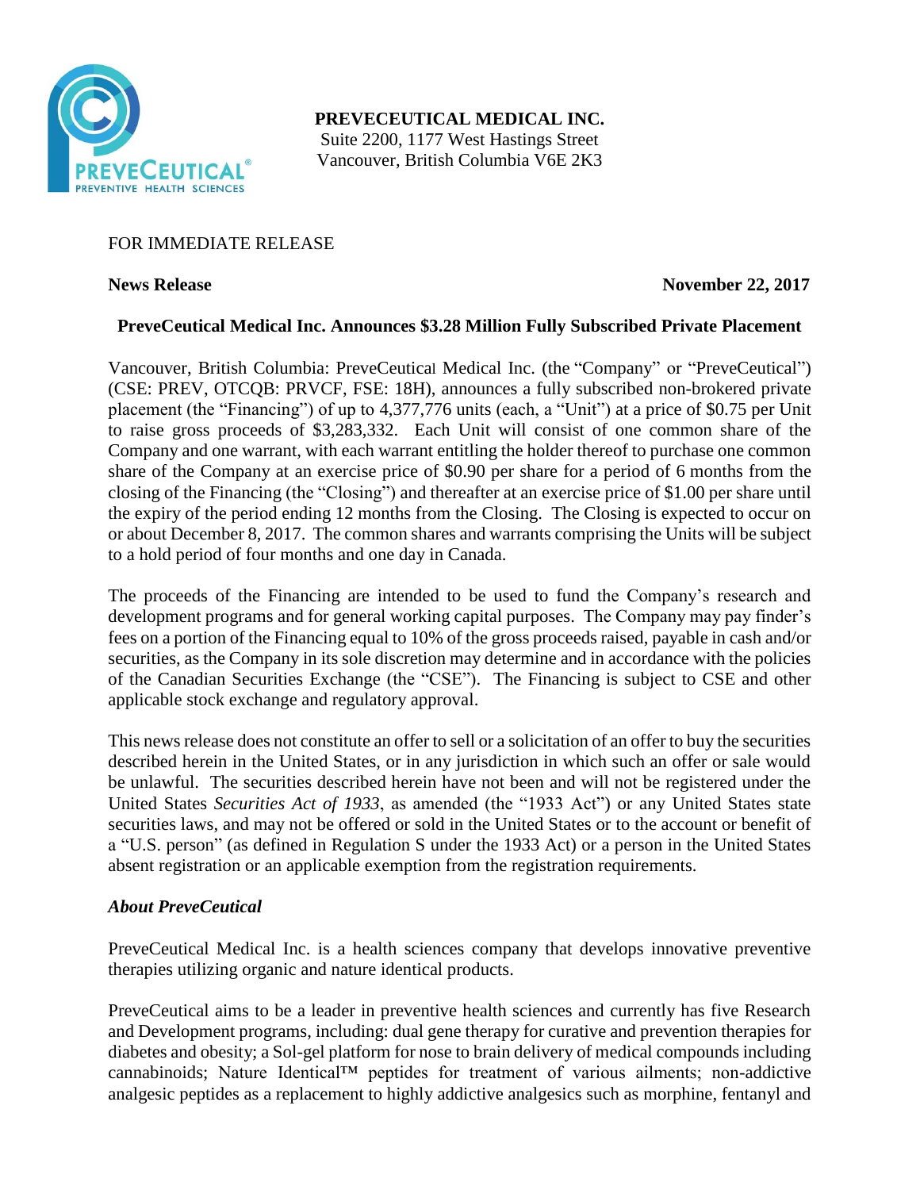**PREVECEUTICAL MEDICAL INC.**
Suite 2200, 1177 West Hastings Street
Vancouver, British Columbia V6E 2K3

FOR IMMEDIATE RELEASE

**News Release** **November 22, 2017**

**PreveCeutical Medical Inc. Announces $3.28 Million Fully Subscribed Private Placement**

Vancouver, British Columbia: PreveCeutical Medical Inc. (the "Company" or "PreveCeutical") (CSE: PREV, OTCQB: PRVCF, FSE: 18H), announces a fully subscribed non-brokered private placement (the "Financing") of up to 4,377,776 units (each, a "Unit") at a price of $0.75 per Unit to raise gross proceeds of $3,283,332. Each Unit will consist of one common share of the Company and one warrant, with each warrant entitling the holder thereof to purchase one common share of the Company at an exercise price of $0.90 per share for a period of 6 months from the closing of the Financing (the "Closing") and thereafter at an exercise price of $1.00 per share until the expiry of the period ending 12 months from the Closing. The Closing is expected to occur on or about December 8, 2017. The common shares and warrants comprising the Units will be subject to a hold period of four months and one day in Canada.

The proceeds of the Financing are intended to be used to fund the Company's research and development programs and for general working capital purposes. The Company may pay finder's fees on a portion of the Financing equal to 10% of the gross proceeds raised, payable in cash and/or securities, as the Company in its sole discretion may determine and in accordance with the policies of the Canadian Securities Exchange (the "CSE"). The Financing is subject to CSE and other applicable stock exchange and regulatory approval.

This news release does not constitute an offer to sell or a solicitation of an offer to buy the securities described herein in the United States, or in any jurisdiction in which such an offer or sale would be unlawful. The securities described herein have not been and will not be registered under the United States *Securities Act of 1933*, as amended (the "1933 Act") or any United States state securities laws, and may not be offered or sold in the United States or to the account or benefit of a "U.S. person" (as defined in Regulation S under the 1933 Act) or a person in the United States absent registration or an applicable exemption from the registration requirements.

### *About PreveCeutical*

PreveCeutical Medical Inc. is a health sciences company that develops innovative preventive therapies utilizing organic and nature identical products.

PreveCeutical aims to be a leader in preventive health sciences and currently has five Research and Development programs, including: dual gene therapy for curative and prevention therapies for diabetes and obesity; a Sol-gel platform for nose to brain delivery of medical compounds including cannabinoids; Nature Identical™ peptides for treatment of various ailments; non-addictive analgesic peptides as a replacement to highly addictive analgesics such as morphine, fentanyl and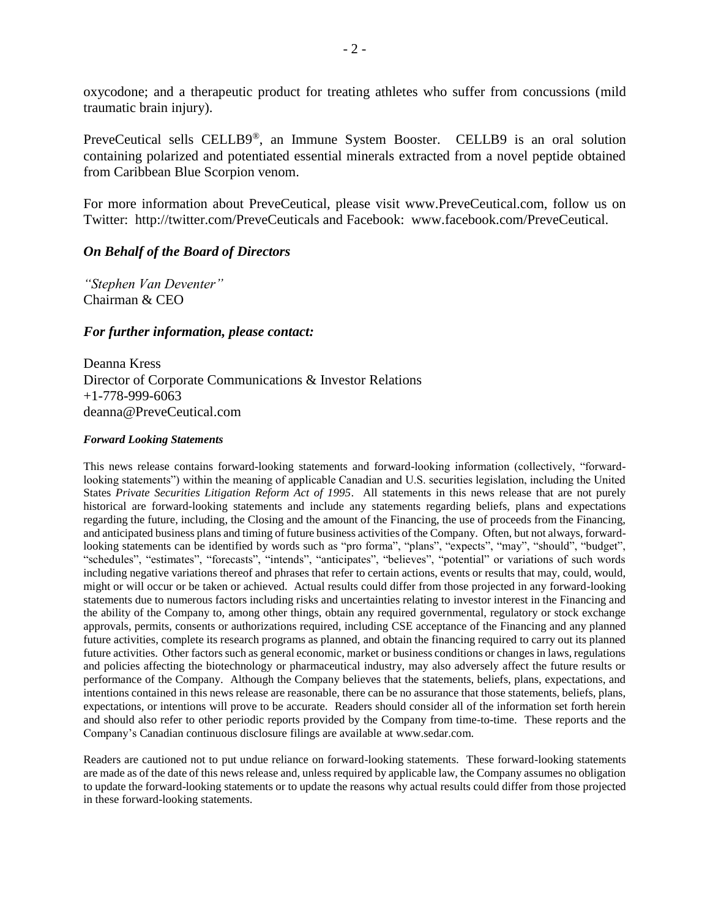oxycodone; and a therapeutic product for treating athletes who suffer from concussions (mild traumatic brain injury).

PreveCeutical sells CELLB9®, an Immune System Booster. CELLB9 is an oral solution containing polarized and potentiated essential minerals extracted from a novel peptide obtained from Caribbean Blue Scorpion venom.

For more information about PreveCeutical, please visit www.PreveCeutical.com, follow us on Twitter: http://twitter.com/PreveCeuticals and Facebook: www.facebook.com/PreveCeutical.

### *On Behalf of the Board of Directors*

*"Stephen Van Deventer"*
Chairman & CEO

### *For further information, please contact:*

Deanna Kress
Director of Corporate Communications & Investor Relations
+1-778-999-6063
deanna@PreveCeutical.com

#### *Forward Looking Statements*

This news release contains forward-looking statements and forward-looking information (collectively, "forward-looking statements") within the meaning of applicable Canadian and U.S. securities legislation, including the United States *Private Securities Litigation Reform Act of 1995*. All statements in this news release that are not purely historical are forward-looking statements and include any statements regarding beliefs, plans and expectations regarding the future, including, the Closing and the amount of the Financing, the use of proceeds from the Financing, and anticipated business plans and timing of future business activities of the Company. Often, but not always, forward-looking statements can be identified by words such as "pro forma", "plans", "expects", "may", "should", "budget", "schedules", "estimates", "forecasts", "intends", "anticipates", "believes", "potential" or variations of such words including negative variations thereof and phrases that refer to certain actions, events or results that may, could, would, might or will occur or be taken or achieved. Actual results could differ from those projected in any forward-looking statements due to numerous factors including risks and uncertainties relating to investor interest in the Financing and the ability of the Company to, among other things, obtain any required governmental, regulatory or stock exchange approvals, permits, consents or authorizations required, including CSE acceptance of the Financing and any planned future activities, complete its research programs as planned, and obtain the financing required to carry out its planned future activities. Other factors such as general economic, market or business conditions or changes in laws, regulations and policies affecting the biotechnology or pharmaceutical industry, may also adversely affect the future results or performance of the Company. Although the Company believes that the statements, beliefs, plans, expectations, and intentions contained in this news release are reasonable, there can be no assurance that those statements, beliefs, plans, expectations, or intentions will prove to be accurate. Readers should consider all of the information set forth herein and should also refer to other periodic reports provided by the Company from time-to-time. These reports and the Company's Canadian continuous disclosure filings are available at www.sedar.com.

Readers are cautioned not to put undue reliance on forward-looking statements. These forward-looking statements are made as of the date of this news release and, unless required by applicable law, the Company assumes no obligation to update the forward-looking statements or to update the reasons why actual results could differ from those projected in these forward-looking statements.